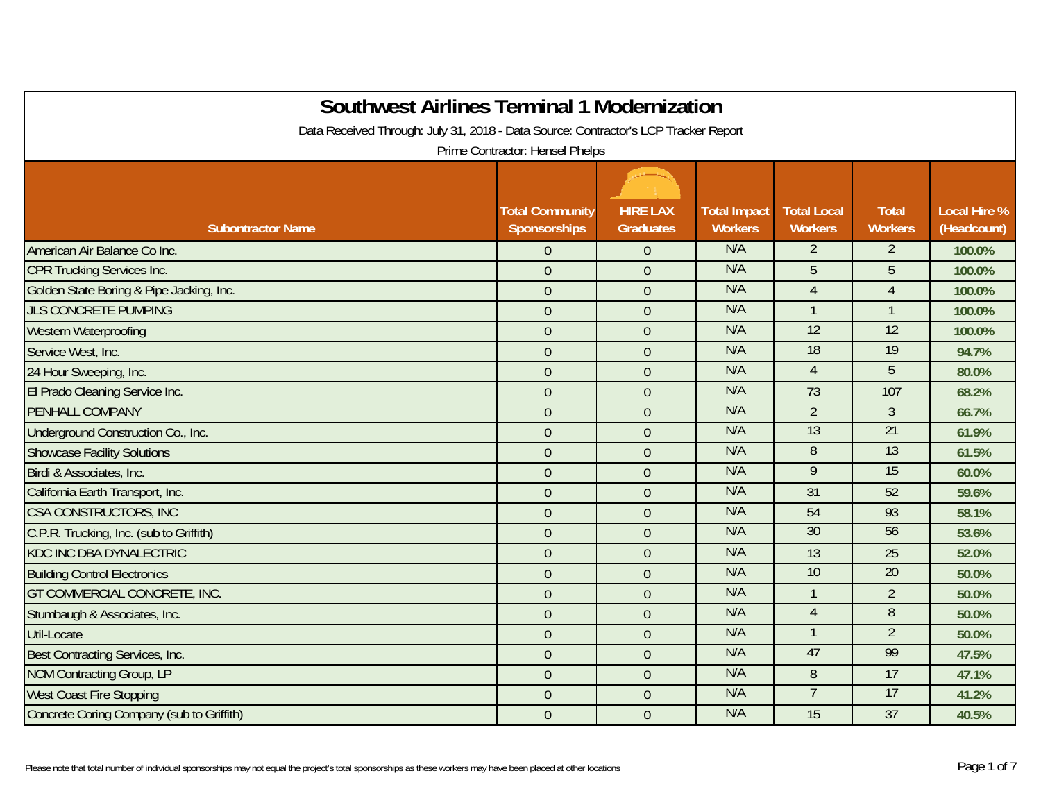# Southwest Airlines Terminal 1 Modernization

Data Received Through: July 31, 2018 - Data Source: Contractor's LCP Tracker Report

Prime Contractor: Hensel Phelps

| Subcontractor Name | Total Community Sponsorships | HIRE LAX Graduates | Total Impact Workers | Total Local Workers | Total Workers | Local Hire % (Headcount) |
|---|---|---|---|---|---|---|
| American Air Balance Co Inc. | 0 | 0 | N/A | 2 | 2 | 100.0% |
| CPR Trucking Services Inc. | 0 | 0 | N/A | 5 | 5 | 100.0% |
| Golden State Boring & Pipe Jacking, Inc. | 0 | 0 | N/A | 4 | 4 | 100.0% |
| JLS CONCRETE PUMPING | 0 | 0 | N/A | 1 | 1 | 100.0% |
| Western Waterproofing | 0 | 0 | N/A | 12 | 12 | 100.0% |
| Service West, Inc. | 0 | 0 | N/A | 18 | 19 | 94.7% |
| 24 Hour Sweeping, Inc. | 0 | 0 | N/A | 4 | 5 | 80.0% |
| El Prado Cleaning Service Inc. | 0 | 0 | N/A | 73 | 107 | 68.2% |
| PENHALL COMPANY | 0 | 0 | N/A | 2 | 3 | 66.7% |
| Underground Construction Co., Inc. | 0 | 0 | N/A | 13 | 21 | 61.9% |
| Showcase Facility Solutions | 0 | 0 | N/A | 8 | 13 | 61.5% |
| Birdi & Associates, Inc. | 0 | 0 | N/A | 9 | 15 | 60.0% |
| California Earth Transport, Inc. | 0 | 0 | N/A | 31 | 52 | 59.6% |
| CSA CONSTRUCTORS, INC | 0 | 0 | N/A | 54 | 93 | 58.1% |
| C.P.R. Trucking, Inc. (sub to Griffith) | 0 | 0 | N/A | 30 | 56 | 53.6% |
| KDC INC DBA DYNALECTRIC | 0 | 0 | N/A | 13 | 25 | 52.0% |
| Building Control Electronics | 0 | 0 | N/A | 10 | 20 | 50.0% |
| GT COMMERCIAL CONCRETE, INC. | 0 | 0 | N/A | 1 | 2 | 50.0% |
| Stumbaugh & Associates, Inc. | 0 | 0 | N/A | 4 | 8 | 50.0% |
| Util-Locate | 0 | 0 | N/A | 1 | 2 | 50.0% |
| Best Contracting Services, Inc. | 0 | 0 | N/A | 47 | 99 | 47.5% |
| NCM Contracting Group, LP | 0 | 0 | N/A | 8 | 17 | 47.1% |
| West Coast Fire Stopping | 0 | 0 | N/A | 7 | 17 | 41.2% |
| Concrete Coring Company (sub to Griffith) | 0 | 0 | N/A | 15 | 37 | 40.5% |

Please note that total number of individual sponsorships may not equal the project's total sponsorships as these workers may have been placed at other locations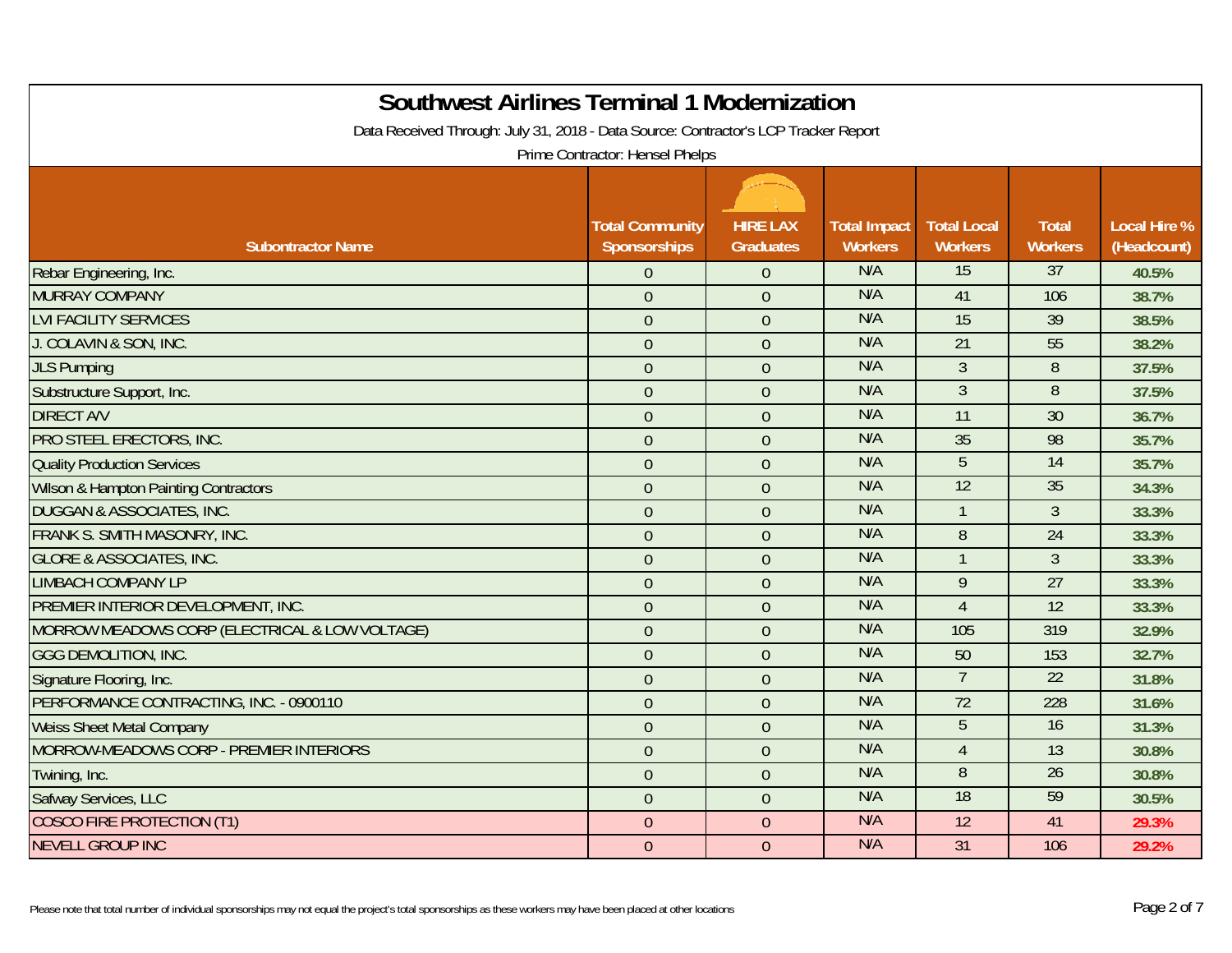# Southwest Airlines Terminal 1 Modernization

Data Received Through: July 31, 2018 - Data Source: Contractor's LCP Tracker Report

Prime Contractor: Hensel Phelps

| Subontractor Name | Total Community Sponsorships | HIRE LAX Graduates | Total Impact Workers | Total Local Workers | Total Workers | Local Hire % (Headcount) |
|---|---|---|---|---|---|---|
| Rebar Engineering, Inc. | 0 | 0 | N/A | 15 | 37 | 40.5% |
| MURRAY COMPANY | 0 | 0 | N/A | 41 | 106 | 38.7% |
| LVI FACILITY SERVICES | 0 | 0 | N/A | 15 | 39 | 38.5% |
| J. COLAVIN & SON, INC. | 0 | 0 | N/A | 21 | 55 | 38.2% |
| JLS Pumping | 0 | 0 | N/A | 3 | 8 | 37.5% |
| Substructure Support, Inc. | 0 | 0 | N/A | 3 | 8 | 37.5% |
| DIRECT A/V | 0 | 0 | N/A | 11 | 30 | 36.7% |
| PRO STEEL ERECTORS, INC. | 0 | 0 | N/A | 35 | 98 | 35.7% |
| Quality Production Services | 0 | 0 | N/A | 5 | 14 | 35.7% |
| Wilson & Hampton Painting Contractors | 0 | 0 | N/A | 12 | 35 | 34.3% |
| DUGGAN & ASSOCIATES, INC. | 0 | 0 | N/A | 1 | 3 | 33.3% |
| FRANK S. SMITH MASONRY, INC. | 0 | 0 | N/A | 8 | 24 | 33.3% |
| GLORE & ASSOCIATES, INC. | 0 | 0 | N/A | 1 | 3 | 33.3% |
| LIMBACH COMPANY LP | 0 | 0 | N/A | 9 | 27 | 33.3% |
| PREMIER INTERIOR DEVELOPMENT, INC. | 0 | 0 | N/A | 4 | 12 | 33.3% |
| MORROW MEADOWS CORP (ELECTRICAL & LOW VOLTAGE) | 0 | 0 | N/A | 105 | 319 | 32.9% |
| GGG DEMOLITION, INC. | 0 | 0 | N/A | 50 | 153 | 32.7% |
| Signature Flooring, Inc. | 0 | 0 | N/A | 7 | 22 | 31.8% |
| PERFORMANCE CONTRACTING, INC. - 0900110 | 0 | 0 | N/A | 72 | 228 | 31.6% |
| Weiss Sheet Metal Company | 0 | 0 | N/A | 5 | 16 | 31.3% |
| MORROW-MEADOWS CORP - PREMIER INTERIORS | 0 | 0 | N/A | 4 | 13 | 30.8% |
| Twining, Inc. | 0 | 0 | N/A | 8 | 26 | 30.8% |
| Safway Services, LLC | 0 | 0 | N/A | 18 | 59 | 30.5% |
| COSCO FIRE PROTECTION (T1) | 0 | 0 | N/A | 12 | 41 | 29.3% |
| NEVELL GROUP INC | 0 | 0 | N/A | 31 | 106 | 29.2% |

Please note that total number of individual sponsorships may not equal the project's total sponsorships as these workers may have been placed at other locations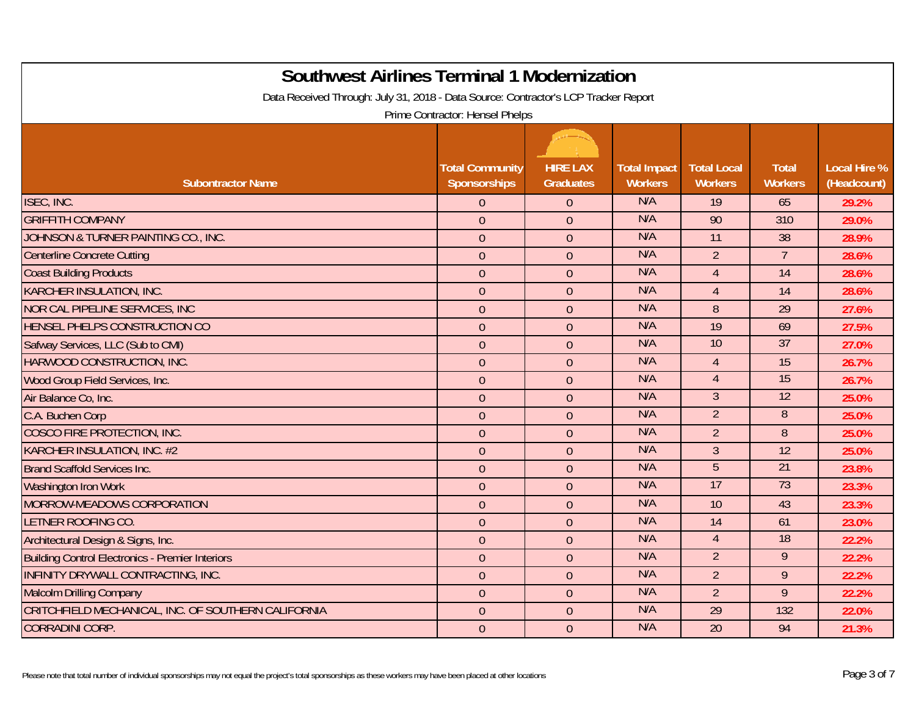# Southwest Airlines Terminal 1 Modernization

Data Received Through: July 31, 2018 - Data Source: Contractor's LCP Tracker Report

Prime Contractor: Hensel Phelps

| Subontractor Name | Total Community Sponsorships | HIRE LAX Graduates | Total Impact Workers | Total Local Workers | Total Workers | Local Hire % (Headcount) |
|---|---|---|---|---|---|---|
| ISEC, INC. | 0 | 0 | N/A | 19 | 65 | 29.2% |
| GRIFFITH COMPANY | 0 | 0 | N/A | 90 | 310 | 29.0% |
| JOHNSON & TURNER PAINTING CO., INC. | 0 | 0 | N/A | 11 | 38 | 28.9% |
| Centerline Concrete Cutting | 0 | 0 | N/A | 2 | 7 | 28.6% |
| Coast Building Products | 0 | 0 | N/A | 4 | 14 | 28.6% |
| KARCHER INSULATION, INC. | 0 | 0 | N/A | 4 | 14 | 28.6% |
| NOR CAL PIPELINE SERVICES, INC | 0 | 0 | N/A | 8 | 29 | 27.6% |
| HENSEL PHELPS CONSTRUCTION CO | 0 | 0 | N/A | 19 | 69 | 27.5% |
| Safway Services, LLC (Sub to CMI) | 0 | 0 | N/A | 10 | 37 | 27.0% |
| HARWOOD CONSTRUCTION, INC. | 0 | 0 | N/A | 4 | 15 | 26.7% |
| Wood Group Field Services, Inc. | 0 | 0 | N/A | 4 | 15 | 26.7% |
| Air Balance Co, Inc. | 0 | 0 | N/A | 3 | 12 | 25.0% |
| C.A. Buchen Corp | 0 | 0 | N/A | 2 | 8 | 25.0% |
| COSCO FIRE PROTECTION, INC. | 0 | 0 | N/A | 2 | 8 | 25.0% |
| KARCHER INSULATION, INC. #2 | 0 | 0 | N/A | 3 | 12 | 25.0% |
| Brand Scaffold Services Inc. | 0 | 0 | N/A | 5 | 21 | 23.8% |
| Washington Iron Work | 0 | 0 | N/A | 17 | 73 | 23.3% |
| MORROW-MEADOWS CORPORATION | 0 | 0 | N/A | 10 | 43 | 23.3% |
| LETNER ROOFING CO. | 0 | 0 | N/A | 14 | 61 | 23.0% |
| Architectural Design & Signs, Inc. | 0 | 0 | N/A | 4 | 18 | 22.2% |
| Building Control Electronics - Premier Interiors | 0 | 0 | N/A | 2 | 9 | 22.2% |
| INFINITY DRYWALL CONTRACTING, INC. | 0 | 0 | N/A | 2 | 9 | 22.2% |
| Malcolm Drilling Company | 0 | 0 | N/A | 2 | 9 | 22.2% |
| CRITCHFIELD MECHANICAL, INC. OF SOUTHERN CALIFORNIA | 0 | 0 | N/A | 29 | 132 | 22.0% |
| CORRADINI CORP. | 0 | 0 | N/A | 20 | 94 | 21.3% |

Please note that total number of individual sponsorships may not equal the project's total sponsorships as these workers may have been placed at other locations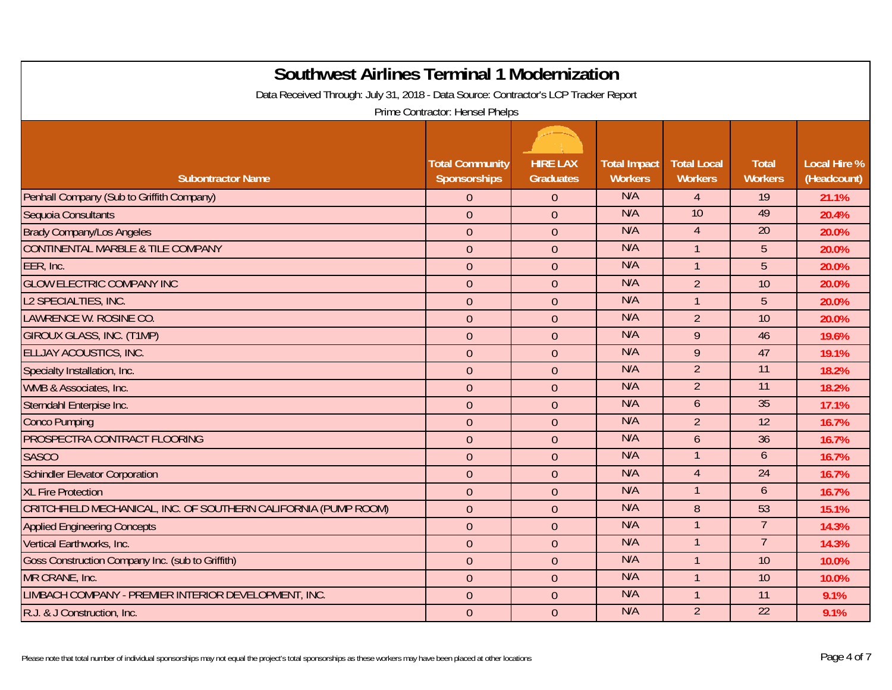# Southwest Airlines Terminal 1 Modernization

Data Received Through: July 31, 2018 - Data Source: Contractor's LCP Tracker Report

Prime Contractor: Hensel Phelps

| Subontractor Name | Total Community Sponsorships | HIRE LAX Graduates | Total Impact Workers | Total Local Workers | Total Workers | Local Hire % (Headcount) |
|---|---|---|---|---|---|---|
| Penhall Company (Sub to Griffith Company) | 0 | 0 | N/A | 4 | 19 | 21.1% |
| Sequoia Consultants | 0 | 0 | N/A | 10 | 49 | 20.4% |
| Brady Company/Los Angeles | 0 | 0 | N/A | 4 | 20 | 20.0% |
| CONTINENTAL MARBLE & TILE COMPANY | 0 | 0 | N/A | 1 | 5 | 20.0% |
| EER, Inc. | 0 | 0 | N/A | 1 | 5 | 20.0% |
| GLOW ELECTRIC COMPANY INC | 0 | 0 | N/A | 2 | 10 | 20.0% |
| L2 SPECIALTIES, INC. | 0 | 0 | N/A | 1 | 5 | 20.0% |
| LAWRENCE W. ROSINE CO. | 0 | 0 | N/A | 2 | 10 | 20.0% |
| GIROUX GLASS, INC. (T1MP) | 0 | 0 | N/A | 9 | 46 | 19.6% |
| ELLJAY ACOUSTICS, INC. | 0 | 0 | N/A | 9 | 47 | 19.1% |
| Specialty Installation, Inc. | 0 | 0 | N/A | 2 | 11 | 18.2% |
| WMB & Associates, Inc. | 0 | 0 | N/A | 2 | 11 | 18.2% |
| Sterndahl Enterpise Inc. | 0 | 0 | N/A | 6 | 35 | 17.1% |
| Conco Pumping | 0 | 0 | N/A | 2 | 12 | 16.7% |
| PROSPECTRA CONTRACT FLOORING | 0 | 0 | N/A | 6 | 36 | 16.7% |
| SASCO | 0 | 0 | N/A | 1 | 6 | 16.7% |
| Schindler Elevator Corporation | 0 | 0 | N/A | 4 | 24 | 16.7% |
| XL Fire Protection | 0 | 0 | N/A | 1 | 6 | 16.7% |
| CRITCHFIELD MECHANICAL, INC. OF SOUTHERN CALIFORNIA (PUMP ROOM) | 0 | 0 | N/A | 8 | 53 | 15.1% |
| Applied Engineering Concepts | 0 | 0 | N/A | 1 | 7 | 14.3% |
| Vertical Earthworks, Inc. | 0 | 0 | N/A | 1 | 7 | 14.3% |
| Goss Construction Company Inc. (sub to Griffith) | 0 | 0 | N/A | 1 | 10 | 10.0% |
| MR CRANE, Inc. | 0 | 0 | N/A | 1 | 10 | 10.0% |
| LIMBACH COMPANY - PREMIER INTERIOR DEVELOPMENT, INC. | 0 | 0 | N/A | 1 | 11 | 9.1% |
| R.J. & J Construction, Inc. | 0 | 0 | N/A | 2 | 22 | 9.1% |

Please note that total number of individual sponsorships may not equal the project's total sponsorships as these workers may have been placed at other locations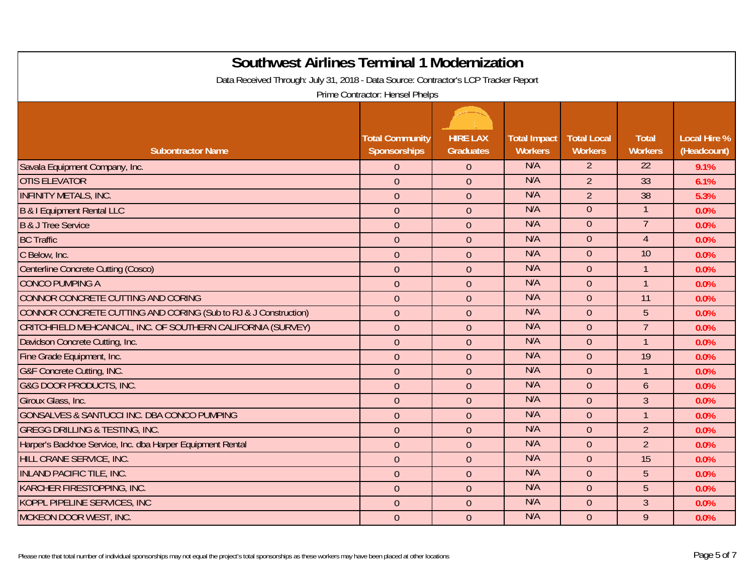# Southwest Airlines Terminal 1 Modernization

Data Received Through: July 31, 2018 - Data Source: Contractor's LCP Tracker Report

Prime Contractor: Hensel Phelps

| Subontractor Name | Total Community Sponsorships | HIRE LAX Graduates | Total Impact Workers | Total Local Workers | Total Workers | Local Hire % (Headcount) |
|---|---|---|---|---|---|---|
| Savala Equipment Company, Inc. | 0 | 0 | N/A | 2 | 22 | 9.1% |
| OTIS ELEVATOR | 0 | 0 | N/A | 2 | 33 | 6.1% |
| INFINITY METALS, INC. | 0 | 0 | N/A | 2 | 38 | 5.3% |
| B & I Equipment Rental LLC | 0 | 0 | N/A | 0 | 1 | 0.0% |
| B & J Tree Service | 0 | 0 | N/A | 0 | 7 | 0.0% |
| BC Traffic | 0 | 0 | N/A | 0 | 4 | 0.0% |
| C Below, Inc. | 0 | 0 | N/A | 0 | 10 | 0.0% |
| Centerline Concrete Cutting (Cosco) | 0 | 0 | N/A | 0 | 1 | 0.0% |
| CONCO PUMPING A | 0 | 0 | N/A | 0 | 1 | 0.0% |
| CONNOR CONCRETE CUTTING AND CORING | 0 | 0 | N/A | 0 | 11 | 0.0% |
| CONNOR CONCRETE CUTTING AND CORING (Sub to RJ & J Construction) | 0 | 0 | N/A | 0 | 5 | 0.0% |
| CRITCHFIELD MEHCANICAL, INC. OF SOUTHERN CALIFORNIA (SURVEY) | 0 | 0 | N/A | 0 | 7 | 0.0% |
| Davidson Concrete Cutting, Inc. | 0 | 0 | N/A | 0 | 1 | 0.0% |
| Fine Grade Equipment, Inc. | 0 | 0 | N/A | 0 | 19 | 0.0% |
| G&F Concrete Cutting, INC. | 0 | 0 | N/A | 0 | 1 | 0.0% |
| G&G DOOR PRODUCTS, INC. | 0 | 0 | N/A | 0 | 6 | 0.0% |
| Giroux Glass, Inc. | 0 | 0 | N/A | 0 | 3 | 0.0% |
| GONSALVES & SANTUCCI INC. DBA CONCO PUMPING | 0 | 0 | N/A | 0 | 1 | 0.0% |
| GREGG DRILLING & TESTING, INC. | 0 | 0 | N/A | 0 | 2 | 0.0% |
| Harper's Backhoe Service, Inc. dba Harper Equipment Rental | 0 | 0 | N/A | 0 | 2 | 0.0% |
| HILL CRANE SERVICE, INC. | 0 | 0 | N/A | 0 | 15 | 0.0% |
| INLAND PACIFIC TILE, INC. | 0 | 0 | N/A | 0 | 5 | 0.0% |
| KARCHER FIRESTOPPING, INC. | 0 | 0 | N/A | 0 | 5 | 0.0% |
| KOPPL PIPELINE SERVICES, INC | 0 | 0 | N/A | 0 | 3 | 0.0% |
| MCKEON DOOR WEST, INC. | 0 | 0 | N/A | 0 | 9 | 0.0% |

Please note that total number of individual sponsorships may not equal the project's total sponsorships as these workers may have been placed at other locations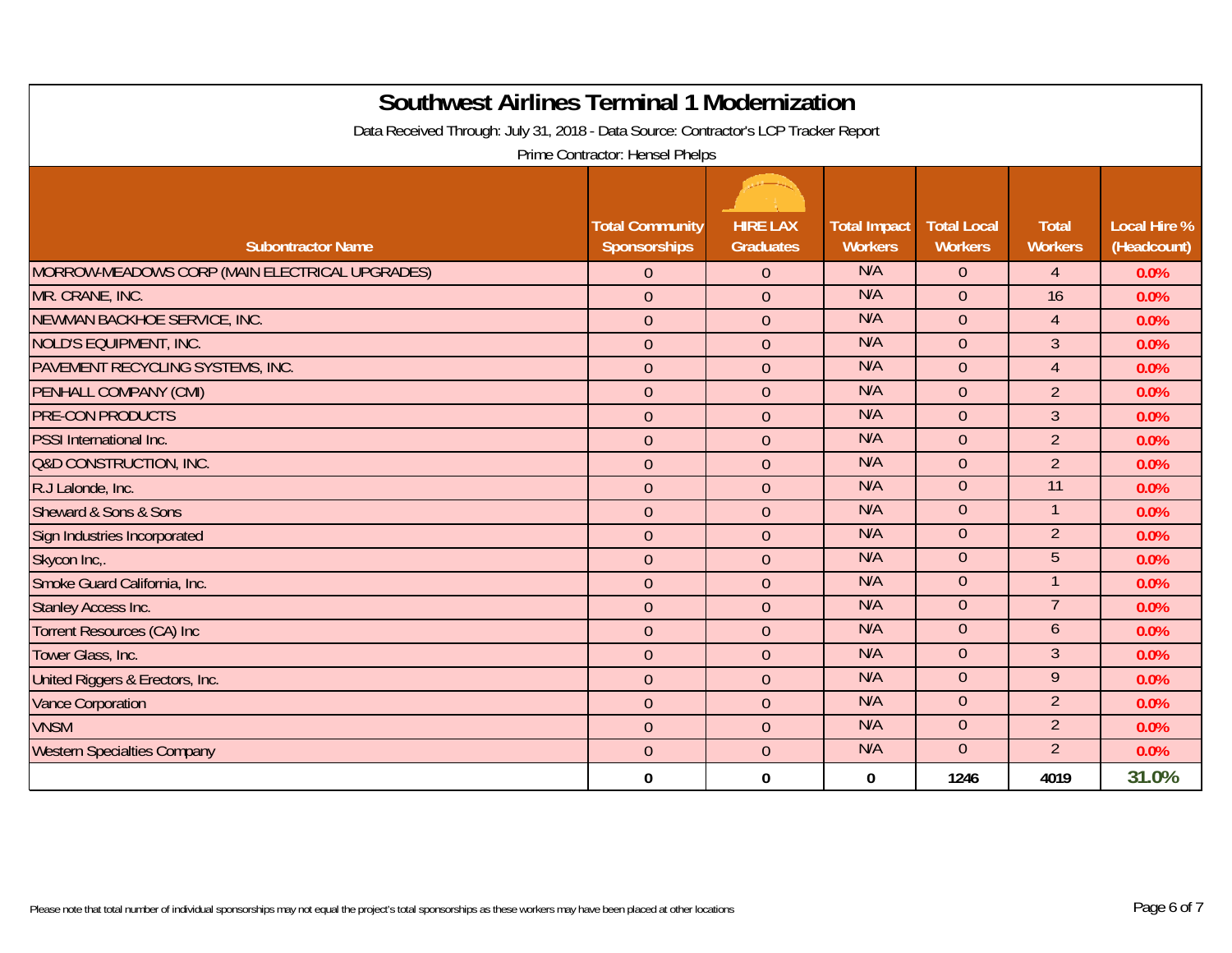# Southwest Airlines Terminal 1 Modernization

Data Received Through: July 31, 2018 - Data Source: Contractor's LCP Tracker Report

Prime Contractor: Hensel Phelps

| Subontractor Name | Total Community Sponsorships | HIRE LAX Graduates | Total Impact Workers | Total Local Workers | Total Workers | Local Hire % (Headcount) |
|---|---|---|---|---|---|---|
| MORROW-MEADOWS CORP (MAIN ELECTRICAL UPGRADES) | 0 | 0 | N/A | 0 | 4 | 0.0% |
| MR. CRANE, INC. | 0 | 0 | N/A | 0 | 16 | 0.0% |
| NEWMAN BACKHOE SERVICE, INC. | 0 | 0 | N/A | 0 | 4 | 0.0% |
| NOLD'S EQUIPMENT, INC. | 0 | 0 | N/A | 0 | 3 | 0.0% |
| PAVEMENT RECYCLING SYSTEMS, INC. | 0 | 0 | N/A | 0 | 4 | 0.0% |
| PENHALL COMPANY (CMI) | 0 | 0 | N/A | 0 | 2 | 0.0% |
| PRE-CON PRODUCTS | 0 | 0 | N/A | 0 | 3 | 0.0% |
| PSSI International Inc. | 0 | 0 | N/A | 0 | 2 | 0.0% |
| Q&D CONSTRUCTION, INC. | 0 | 0 | N/A | 0 | 2 | 0.0% |
| R.J Lalonde, Inc. | 0 | 0 | N/A | 0 | 11 | 0.0% |
| Sheward & Sons & Sons | 0 | 0 | N/A | 0 | 1 | 0.0% |
| Sign Industries Incorporated | 0 | 0 | N/A | 0 | 2 | 0.0% |
| Skycon Inc,. | 0 | 0 | N/A | 0 | 5 | 0.0% |
| Smoke Guard California, Inc. | 0 | 0 | N/A | 0 | 1 | 0.0% |
| Stanley Access Inc. | 0 | 0 | N/A | 0 | 7 | 0.0% |
| Torrent Resources (CA) Inc | 0 | 0 | N/A | 0 | 6 | 0.0% |
| Tower Glass, Inc. | 0 | 0 | N/A | 0 | 3 | 0.0% |
| United Riggers & Erectors, Inc. | 0 | 0 | N/A | 0 | 9 | 0.0% |
| Vance Corporation | 0 | 0 | N/A | 0 | 2 | 0.0% |
| VNSM | 0 | 0 | N/A | 0 | 2 | 0.0% |
| Western Specialties Company | 0 | 0 | N/A | 0 | 2 | 0.0% |
| | **0** | **0** | **0** | **1246** | **4019** | **31.0%** |

Please note that total number of individual sponsorships may not equal the project's total sponsorships as these workers may have been placed at other locations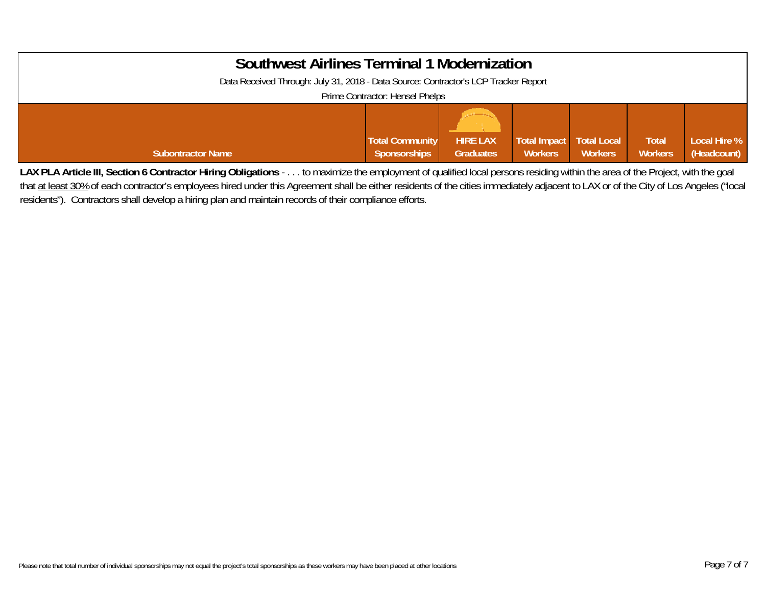# Southwest Airlines Terminal 1 Modernization

Data Received Through: July 31, 2018 - Data Source: Contractor's LCP Tracker Report

Prime Contractor: Hensel Phelps

| Subcontractor Name | Total Community Sponsorships | HIRE LAX Graduates | Total Impact Workers | Total Local Workers | Total Workers | Local Hire % (Headcount) |
|---|---|---|---|---|---|---|

**LAX PLA Article III, Section 6 Contractor Hiring Obligations** - . . . to maximize the employment of qualified local persons residing within the area of the Project, with the goal that at least 30% of each contractor's employees hired under this Agreement shall be either residents of the cities immediately adjacent to LAX or of the City of Los Angeles ("local residents"). Contractors shall develop a hiring plan and maintain records of their compliance efforts.

Please note that total number of individual sponsorships may not equal the project's total sponsorships as these workers may have been placed at other locations